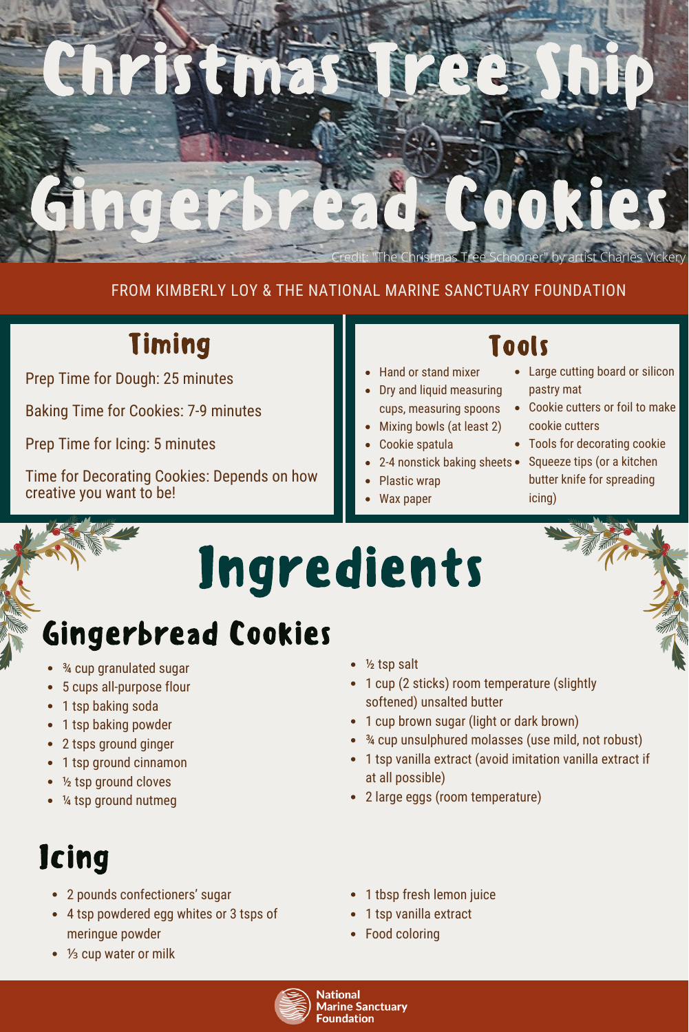# Christmas Tree Ship Gingerbread Cookies

Credit: "The Christmas Tree Schooner" by artist Charles Vickery

FROM KIMBERLY LOY & THE NATIONAL MARINE SANCTUARY FOUNDATION

## Timing

Prep Time for Dough: 25 minutes

Baking Time for Cookies: 7-9 minutes

Prep Time for Icing: 5 minutes

Time for Decorating Cookies: Depends on how creative you want to be!

## Tools

- Hand or stand mixer
- Dry and liquid measuring cups, measuring spoons
- Mixing bowls (at least 2)
- Cookie spatula
- 2-4 nonstick baking sheets
- Plastic wrap
- Wax paper
- Large cutting board or silicon pastry mat
- Cookie cutters or foil to make cookie cutters
- Tools for decorating cookie
- Squeeze tips (or a kitchen butter knife for spreading icing)

# Ingredients

## Gingerbread Cookies

- ¾ cup granulated sugar
- 5 cups all-purpose flour
- 1 tsp baking soda
- 1 tsp baking powder
- 2 tsps ground ginger
- 1 tsp ground cinnamon
- ½ tsp ground cloves
- ¼ tsp ground nutmeg
- ½ tsp salt
- 1 cup (2 sticks) room temperature (slightly softened) unsalted butter
- 1 cup brown sugar (light or dark brown)
- ¾ cup unsulphured molasses (use mild, not robust)
- 1 tsp vanilla extract (avoid imitation vanilla extract if at all possible)
- 2 large eggs (room temperature)

## Icing

- 2 pounds confectioners' sugar
- 4 tsp powdered egg whites or 3 tsps of meringue powder
- ⅓ cup water or milk
- 1 tbsp fresh lemon juice
- 1 tsp vanilla extract
- Food coloring

National Marine Sanctuary Foundation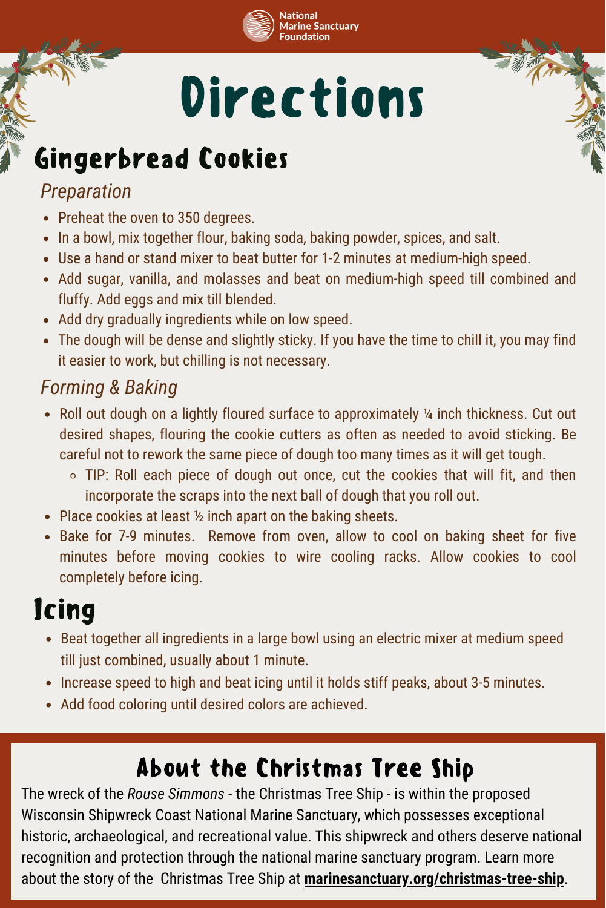# Directions

## Gingerbread Cookies

### *Preparation*

- Preheat the oven to 350 degrees.
- In a bowl, mix together flour, baking soda, baking powder, spices, and salt.
- Use a hand or stand mixer to beat butter for 1-2 minutes at medium-high speed.
- Add sugar, vanilla, and molasses and beat on medium-high speed till combined and fluffy. Add eggs and mix till blended.
- Add dry gradually ingredients while on low speed.
- The dough will be dense and slightly sticky. If you have the time to chill it, you may find it easier to work, but chilling is not necessary.

### *Forming & Baking*

- Roll out dough on a lightly floured surface to approximately ¼ inch thickness. Cut out desired shapes, flouring the cookie cutters as often as needed to avoid sticking. Be careful not to rework the same piece of dough too many times as it will get tough.
  - TIP: Roll each piece of dough out once, cut the cookies that will fit, and then incorporate the scraps into the next ball of dough that you roll out.
- Place cookies at least ½ inch apart on the baking sheets.
- Bake for 7-9 minutes. Remove from oven, allow to cool on baking sheet for five minutes before moving cookies to wire cooling racks. Allow cookies to cool completely before icing.

## Icing

- Beat together all ingredients in a large bowl using an electric mixer at medium speed till just combined, usually about 1 minute.
- Increase speed to high and beat icing until it holds stiff peaks, about 3-5 minutes.
- Add food coloring until desired colors are achieved.

## About the Christmas Tree Ship

The wreck of the *Rouse Simmons* - the Christmas Tree Ship - is within the proposed Wisconsin Shipwreck Coast National Marine Sanctuary, which possesses exceptional historic, archaeological, and recreational value. This shipwreck and others deserve national recognition and protection through the national marine sanctuary program. Learn more about the story of the Christmas Tree Ship at **marinesanctuary.org/christmas-tree-ship**.